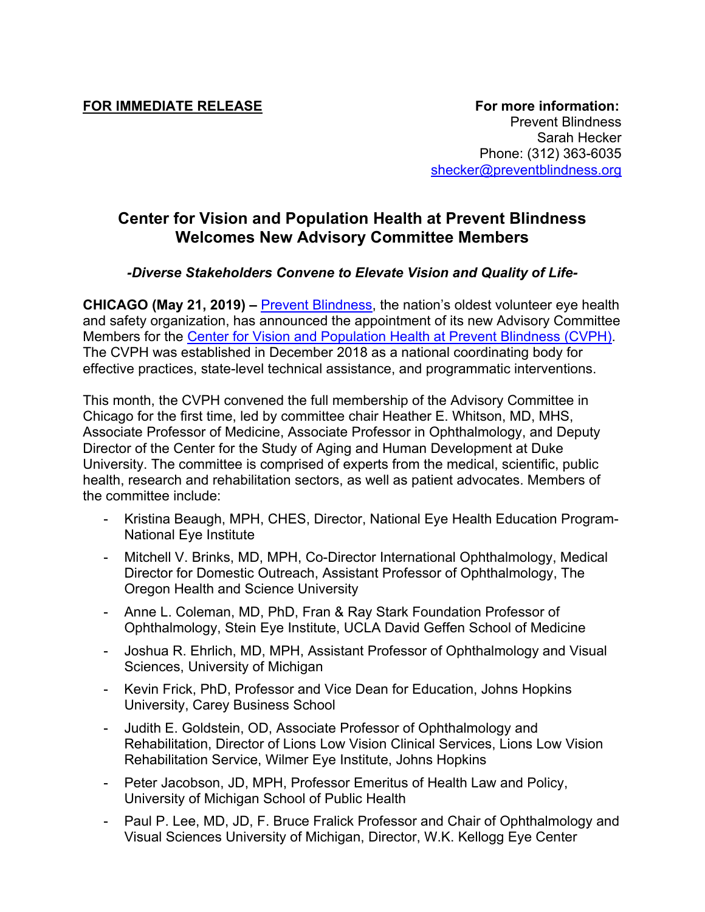**FOR IMMEDIATE RELEASE**

**For more information:**
Prevent Blindness
Sarah Hecker
Phone: (312) 363-6035
shecker@preventblindness.org

## Center for Vision and Population Health at Prevent Blindness Welcomes New Advisory Committee Members

***-Diverse Stakeholders Convene to Elevate Vision and Quality of Life-***

**CHICAGO (May 21, 2019) –** Prevent Blindness, the nation's oldest volunteer eye health and safety organization, has announced the appointment of its new Advisory Committee Members for the Center for Vision and Population Health at Prevent Blindness (CVPH). The CVPH was established in December 2018 as a national coordinating body for effective practices, state-level technical assistance, and programmatic interventions.

This month, the CVPH convened the full membership of the Advisory Committee in Chicago for the first time, led by committee chair Heather E. Whitson, MD, MHS, Associate Professor of Medicine, Associate Professor in Ophthalmology, and Deputy Director of the Center for the Study of Aging and Human Development at Duke University. The committee is comprised of experts from the medical, scientific, public health, research and rehabilitation sectors, as well as patient advocates. Members of the committee include:

- Kristina Beaugh, MPH, CHES, Director, National Eye Health Education Program-National Eye Institute
- Mitchell V. Brinks, MD, MPH, Co-Director International Ophthalmology, Medical Director for Domestic Outreach, Assistant Professor of Ophthalmology, The Oregon Health and Science University
- Anne L. Coleman, MD, PhD, Fran & Ray Stark Foundation Professor of Ophthalmology, Stein Eye Institute, UCLA David Geffen School of Medicine
- Joshua R. Ehrlich, MD, MPH, Assistant Professor of Ophthalmology and Visual Sciences, University of Michigan
- Kevin Frick, PhD, Professor and Vice Dean for Education, Johns Hopkins University, Carey Business School
- Judith E. Goldstein, OD, Associate Professor of Ophthalmology and Rehabilitation, Director of Lions Low Vision Clinical Services, Lions Low Vision Rehabilitation Service, Wilmer Eye Institute, Johns Hopkins
- Peter Jacobson, JD, MPH, Professor Emeritus of Health Law and Policy, University of Michigan School of Public Health
- Paul P. Lee, MD, JD, F. Bruce Fralick Professor and Chair of Ophthalmology and Visual Sciences University of Michigan, Director, W.K. Kellogg Eye Center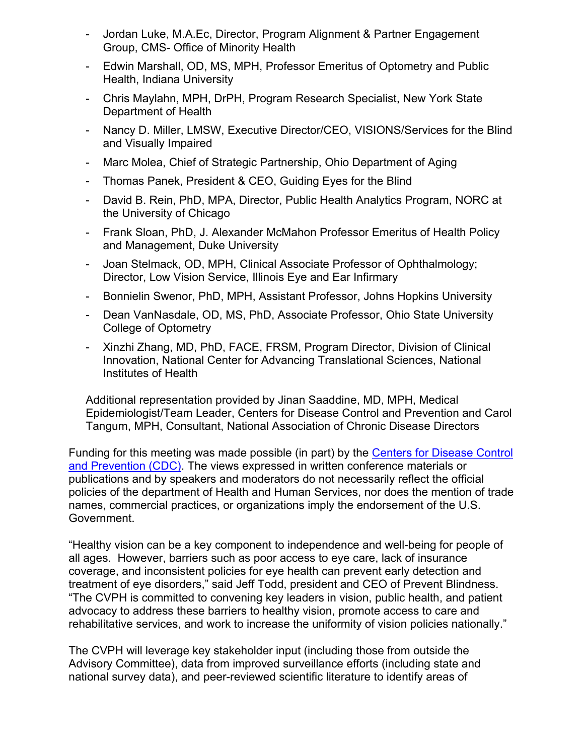- Jordan Luke, M.A.Ec, Director, Program Alignment & Partner Engagement Group, CMS- Office of Minority Health
- Edwin Marshall, OD, MS, MPH, Professor Emeritus of Optometry and Public Health, Indiana University
- Chris Maylahn, MPH, DrPH, Program Research Specialist, New York State Department of Health
- Nancy D. Miller, LMSW, Executive Director/CEO, VISIONS/Services for the Blind and Visually Impaired
- Marc Molea, Chief of Strategic Partnership, Ohio Department of Aging
- Thomas Panek, President & CEO, Guiding Eyes for the Blind
- David B. Rein, PhD, MPA, Director, Public Health Analytics Program, NORC at the University of Chicago
- Frank Sloan, PhD, J. Alexander McMahon Professor Emeritus of Health Policy and Management, Duke University
- Joan Stelmack, OD, MPH, Clinical Associate Professor of Ophthalmology; Director, Low Vision Service, Illinois Eye and Ear Infirmary
- Bonnielin Swenor, PhD, MPH, Assistant Professor, Johns Hopkins University
- Dean VanNasdale, OD, MS, PhD, Associate Professor, Ohio State University College of Optometry
- Xinzhi Zhang, MD, PhD, FACE, FRSM, Program Director, Division of Clinical Innovation, National Center for Advancing Translational Sciences, National Institutes of Health

Additional representation provided by Jinan Saaddine, MD, MPH, Medical Epidemiologist/Team Leader, Centers for Disease Control and Prevention and Carol Tangum, MPH, Consultant, National Association of Chronic Disease Directors

Funding for this meeting was made possible (in part) by the [Centers for Disease Control and Prevention (CDC)](). The views expressed in written conference materials or publications and by speakers and moderators do not necessarily reflect the official policies of the department of Health and Human Services, nor does the mention of trade names, commercial practices, or organizations imply the endorsement of the U.S. Government.

"Healthy vision can be a key component to independence and well-being for people of all ages. However, barriers such as poor access to eye care, lack of insurance coverage, and inconsistent policies for eye health can prevent early detection and treatment of eye disorders," said Jeff Todd, president and CEO of Prevent Blindness. "The CVPH is committed to convening key leaders in vision, public health, and patient advocacy to address these barriers to healthy vision, promote access to care and rehabilitative services, and work to increase the uniformity of vision policies nationally."

The CVPH will leverage key stakeholder input (including those from outside the Advisory Committee), data from improved surveillance efforts (including state and national survey data), and peer-reviewed scientific literature to identify areas of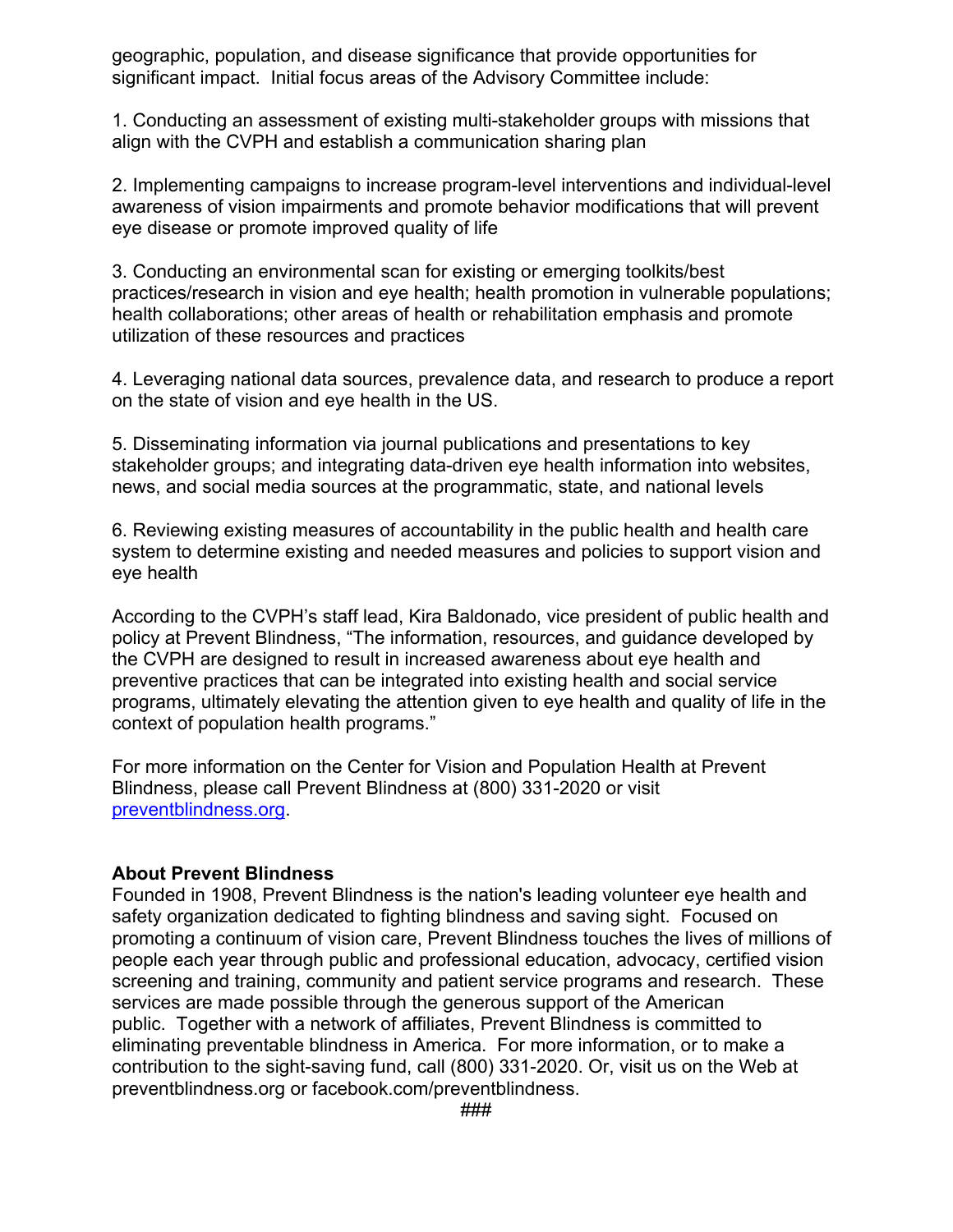geographic, population, and disease significance that provide opportunities for significant impact. Initial focus areas of the Advisory Committee include:

1. Conducting an assessment of existing multi-stakeholder groups with missions that align with the CVPH and establish a communication sharing plan

2. Implementing campaigns to increase program-level interventions and individual-level awareness of vision impairments and promote behavior modifications that will prevent eye disease or promote improved quality of life

3. Conducting an environmental scan for existing or emerging toolkits/best practices/research in vision and eye health; health promotion in vulnerable populations; health collaborations; other areas of health or rehabilitation emphasis and promote utilization of these resources and practices

4. Leveraging national data sources, prevalence data, and research to produce a report on the state of vision and eye health in the US.

5. Disseminating information via journal publications and presentations to key stakeholder groups; and integrating data-driven eye health information into websites, news, and social media sources at the programmatic, state, and national levels

6. Reviewing existing measures of accountability in the public health and health care system to determine existing and needed measures and policies to support vision and eye health

According to the CVPH's staff lead, Kira Baldonado, vice president of public health and policy at Prevent Blindness, "The information, resources, and guidance developed by the CVPH are designed to result in increased awareness about eye health and preventive practices that can be integrated into existing health and social service programs, ultimately elevating the attention given to eye health and quality of life in the context of population health programs."

For more information on the Center for Vision and Population Health at Prevent Blindness, please call Prevent Blindness at (800) 331-2020 or visit [preventblindness.org](preventblindness.org).

**About Prevent Blindness**
Founded in 1908, Prevent Blindness is the nation's leading volunteer eye health and safety organization dedicated to fighting blindness and saving sight. Focused on promoting a continuum of vision care, Prevent Blindness touches the lives of millions of people each year through public and professional education, advocacy, certified vision screening and training, community and patient service programs and research. These services are made possible through the generous support of the American public. Together with a network of affiliates, Prevent Blindness is committed to eliminating preventable blindness in America. For more information, or to make a contribution to the sight-saving fund, call (800) 331-2020. Or, visit us on the Web at preventblindness.org or facebook.com/preventblindness.

###